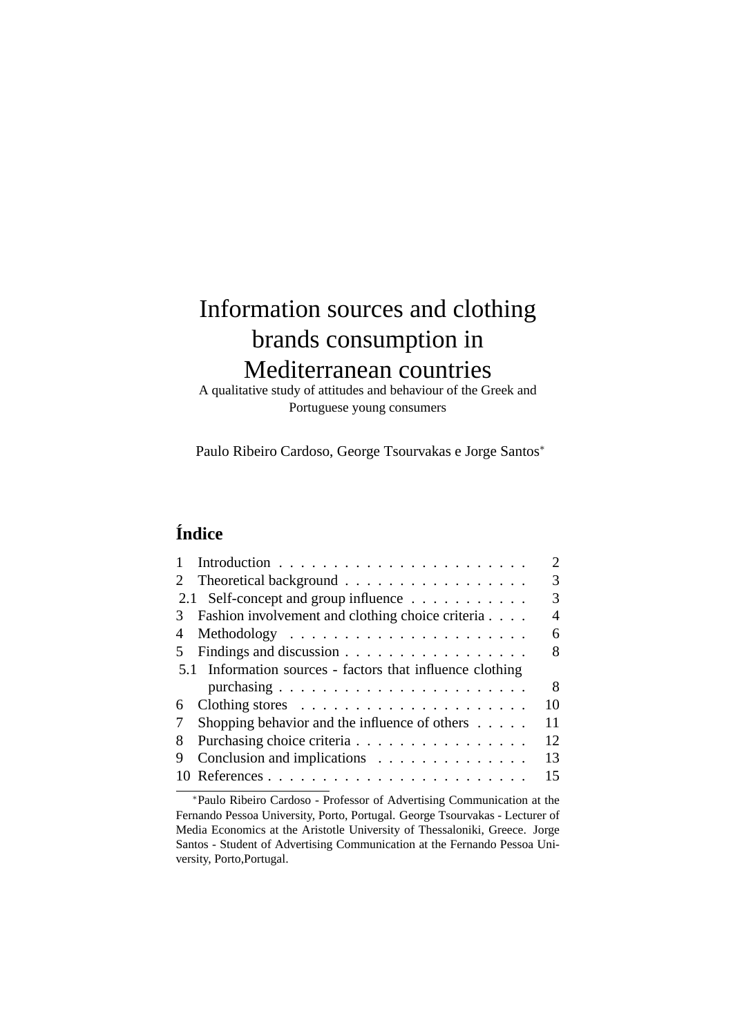# Information sources and clothing brands consumption in Mediterranean countries

A qualitative study of attitudes and behaviour of the Greek and Portuguese young consumers

Paulo Ribeiro Cardoso, George Tsourvakas e Jorge Santos[*]

## Índice

| | | |
|---|---|---|
| 1 | Introduction | 2 |
| 2 | Theoretical background | 3 |
| 2.1 | Self-concept and group influence | 3 |
| 3 | Fashion involvement and clothing choice criteria | 4 |
| 4 | Methodology | 6 |
| 5 | Findings and discussion | 8 |
| 5.1 | Information sources - factors that influence clothing purchasing | 8 |
| 6 | Clothing stores | 10 |
| 7 | Shopping behavior and the influence of others | 11 |
| 8 | Purchasing choice criteria | 12 |
| 9 | Conclusion and implications | 13 |
| 10 | References | 15 |

[*]Paulo Ribeiro Cardoso - Professor of Advertising Communication at the Fernando Pessoa University, Porto, Portugal. George Tsourvakas - Lecturer of Media Economics at the Aristotle University of Thessaloniki, Greece. Jorge Santos - Student of Advertising Communication at the Fernando Pessoa University, Porto,Portugal.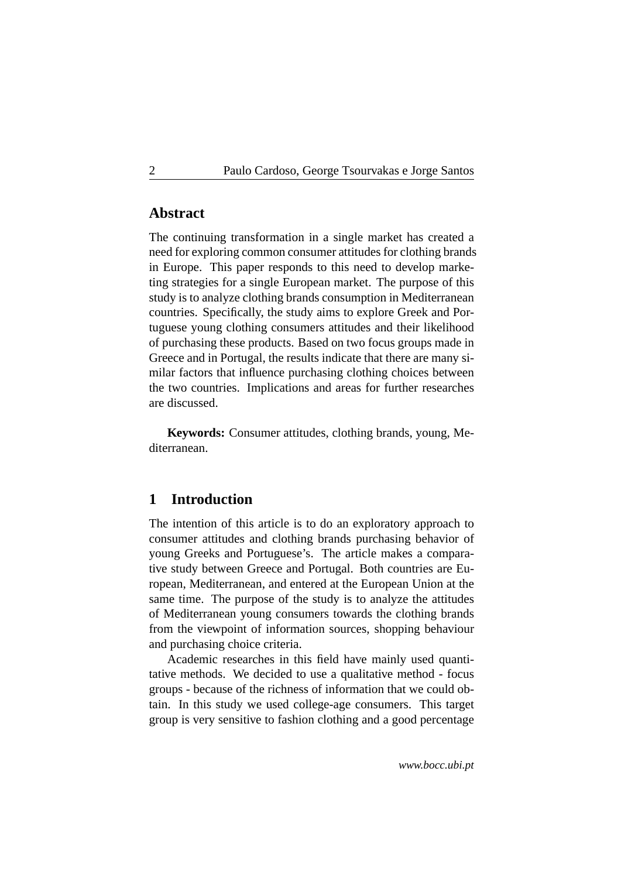## Abstract

The continuing transformation in a single market has created a need for exploring common consumer attitudes for clothing brands in Europe. This paper responds to this need to develop marketing strategies for a single European market. The purpose of this study is to analyze clothing brands consumption in Mediterranean countries. Specifically, the study aims to explore Greek and Portuguese young clothing consumers attitudes and their likelihood of purchasing these products. Based on two focus groups made in Greece and in Portugal, the results indicate that there are many similar factors that influence purchasing clothing choices between the two countries. Implications and areas for further researches are discussed.

**Keywords:** Consumer attitudes, clothing brands, young, Mediterranean.

## 1 Introduction

The intention of this article is to do an exploratory approach to consumer attitudes and clothing brands purchasing behavior of young Greeks and Portuguese's. The article makes a comparative study between Greece and Portugal. Both countries are European, Mediterranean, and entered at the European Union at the same time. The purpose of the study is to analyze the attitudes of Mediterranean young consumers towards the clothing brands from the viewpoint of information sources, shopping behaviour and purchasing choice criteria.

Academic researches in this field have mainly used quantitative methods. We decided to use a qualitative method - focus groups - because of the richness of information that we could obtain. In this study we used college-age consumers. This target group is very sensitive to fashion clothing and a good percentage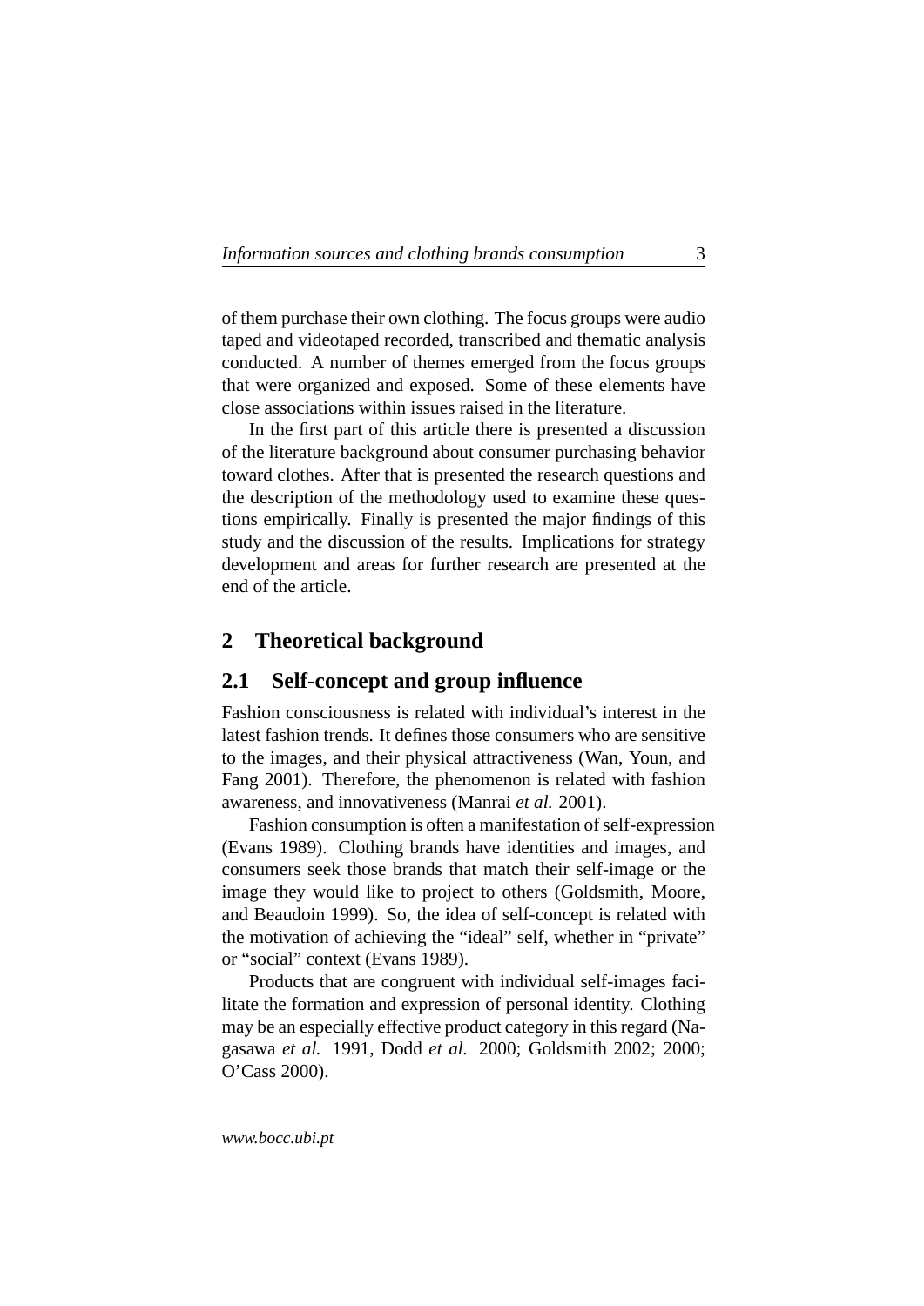of them purchase their own clothing. The focus groups were audio taped and videotaped recorded, transcribed and thematic analysis conducted. A number of themes emerged from the focus groups that were organized and exposed. Some of these elements have close associations within issues raised in the literature.

In the first part of this article there is presented a discussion of the literature background about consumer purchasing behavior toward clothes. After that is presented the research questions and the description of the methodology used to examine these questions empirically. Finally is presented the major findings of this study and the discussion of the results. Implications for strategy development and areas for further research are presented at the end of the article.

## 2 Theoretical background

### 2.1 Self-concept and group influence

Fashion consciousness is related with individual's interest in the latest fashion trends. It defines those consumers who are sensitive to the images, and their physical attractiveness (Wan, Youn, and Fang 2001). Therefore, the phenomenon is related with fashion awareness, and innovativeness (Manrai *et al.* 2001).

Fashion consumption is often a manifestation of self-expression (Evans 1989). Clothing brands have identities and images, and consumers seek those brands that match their self-image or the image they would like to project to others (Goldsmith, Moore, and Beaudoin 1999). So, the idea of self-concept is related with the motivation of achieving the "ideal" self, whether in "private" or "social" context (Evans 1989).

Products that are congruent with individual self-images facilitate the formation and expression of personal identity. Clothing may be an especially effective product category in this regard (Nagasawa *et al.* 1991, Dodd *et al.* 2000; Goldsmith 2002; 2000; O'Cass 2000).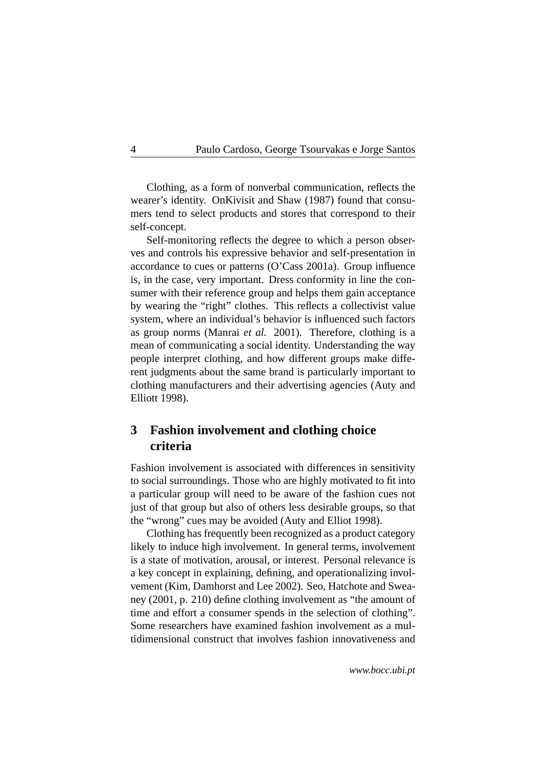Clothing, as a form of nonverbal communication, reflects the wearer's identity. OnKivisit and Shaw (1987) found that consumers tend to select products and stores that correspond to their self-concept.

Self-monitoring reflects the degree to which a person observes and controls his expressive behavior and self-presentation in accordance to cues or patterns (O'Cass 2001a). Group influence is, in the case, very important. Dress conformity in line the consumer with their reference group and helps them gain acceptance by wearing the "right" clothes. This reflects a collectivist value system, where an individual's behavior is influenced such factors as group norms (Manrai *et al.* 2001). Therefore, clothing is a mean of communicating a social identity. Understanding the way people interpret clothing, and how different groups make different judgments about the same brand is particularly important to clothing manufacturers and their advertising agencies (Auty and Elliott 1998).

## 3 Fashion involvement and clothing choice criteria

Fashion involvement is associated with differences in sensitivity to social surroundings. Those who are highly motivated to fit into a particular group will need to be aware of the fashion cues not just of that group but also of others less desirable groups, so that the "wrong" cues may be avoided (Auty and Elliot 1998).

Clothing has frequently been recognized as a product category likely to induce high involvement. In general terms, involvement is a state of motivation, arousal, or interest. Personal relevance is a key concept in explaining, defining, and operationalizing involvement (Kim, Damhorst and Lee 2002). Seo, Hatchote and Sweaney (2001, p. 210) define clothing involvement as "the amount of time and effort a consumer spends in the selection of clothing". Some researchers have examined fashion involvement as a multidimensional construct that involves fashion innovativeness and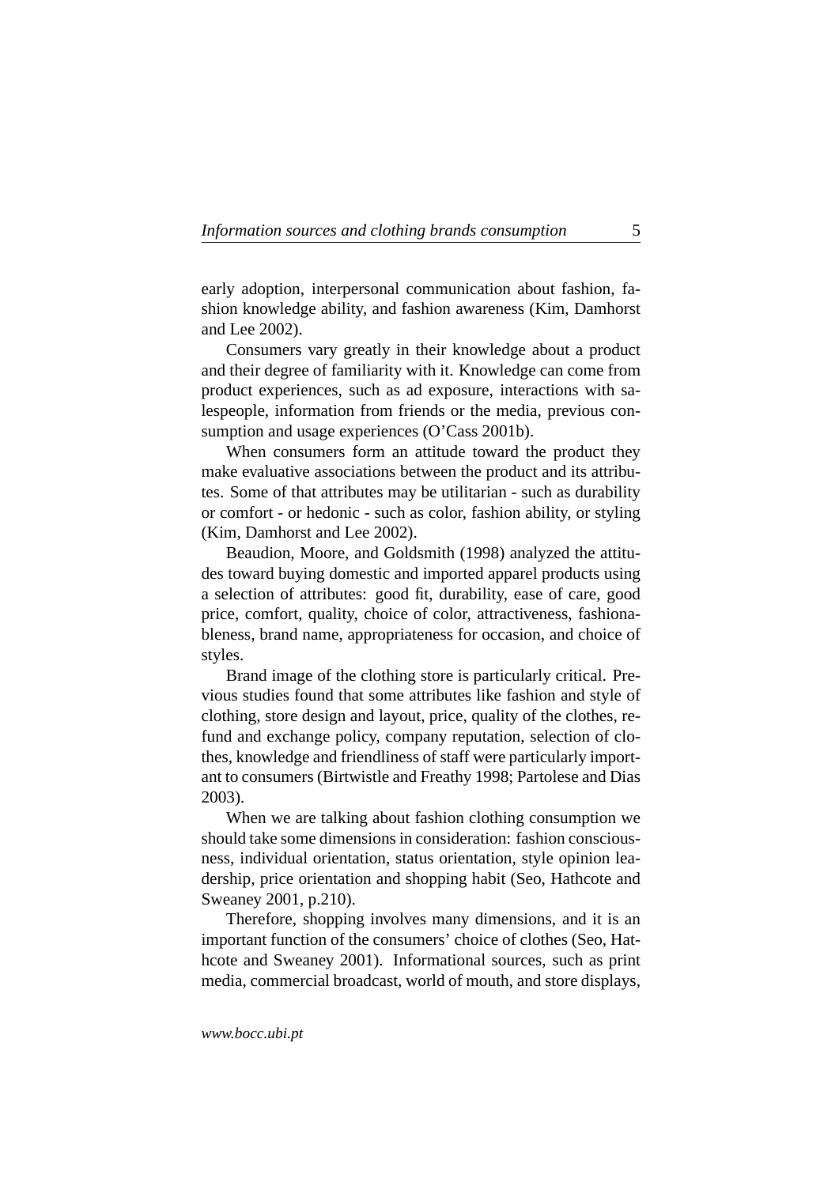early adoption, interpersonal communication about fashion, fashion knowledge ability, and fashion awareness (Kim, Damhorst and Lee 2002).

Consumers vary greatly in their knowledge about a product and their degree of familiarity with it. Knowledge can come from product experiences, such as ad exposure, interactions with salespeople, information from friends or the media, previous consumption and usage experiences (O'Cass 2001b).

When consumers form an attitude toward the product they make evaluative associations between the product and its attributes. Some of that attributes may be utilitarian - such as durability or comfort - or hedonic - such as color, fashion ability, or styling (Kim, Damhorst and Lee 2002).

Beaudion, Moore, and Goldsmith (1998) analyzed the attitudes toward buying domestic and imported apparel products using a selection of attributes: good fit, durability, ease of care, good price, comfort, quality, choice of color, attractiveness, fashionableness, brand name, appropriateness for occasion, and choice of styles.

Brand image of the clothing store is particularly critical. Previous studies found that some attributes like fashion and style of clothing, store design and layout, price, quality of the clothes, refund and exchange policy, company reputation, selection of clothes, knowledge and friendliness of staff were particularly important to consumers (Birtwistle and Freathy 1998; Partolese and Dias 2003).

When we are talking about fashion clothing consumption we should take some dimensions in consideration: fashion consciousness, individual orientation, status orientation, style opinion leadership, price orientation and shopping habit (Seo, Hathcote and Sweaney 2001, p.210).

Therefore, shopping involves many dimensions, and it is an important function of the consumers' choice of clothes (Seo, Hathcote and Sweaney 2001). Informational sources, such as print media, commercial broadcast, world of mouth, and store displays,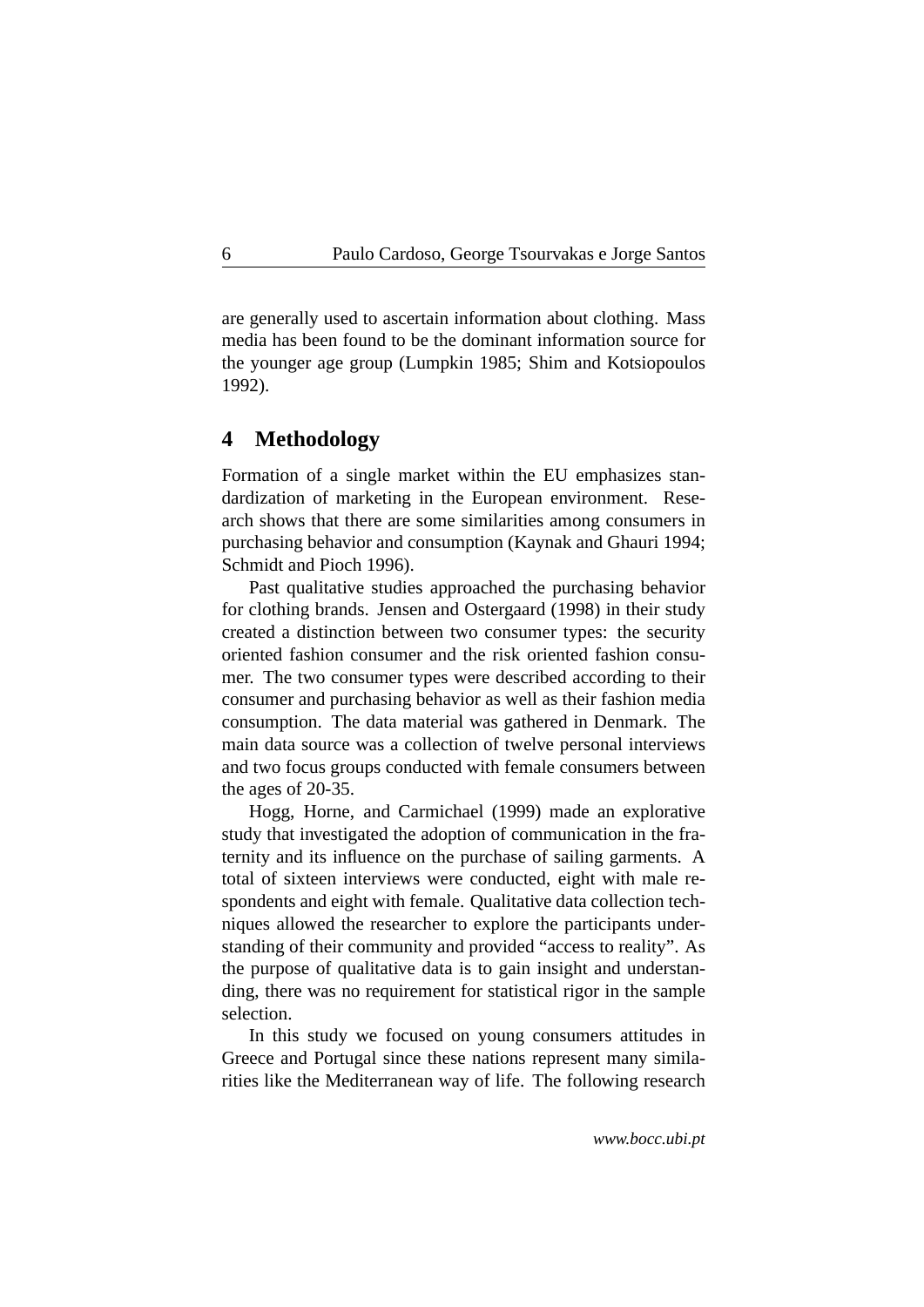are generally used to ascertain information about clothing. Mass media has been found to be the dominant information source for the younger age group (Lumpkin 1985; Shim and Kotsiopoulos 1992).

## 4 Methodology

Formation of a single market within the EU emphasizes standardization of marketing in the European environment. Research shows that there are some similarities among consumers in purchasing behavior and consumption (Kaynak and Ghauri 1994; Schmidt and Pioch 1996).

Past qualitative studies approached the purchasing behavior for clothing brands. Jensen and Ostergaard (1998) in their study created a distinction between two consumer types: the security oriented fashion consumer and the risk oriented fashion consumer. The two consumer types were described according to their consumer and purchasing behavior as well as their fashion media consumption. The data material was gathered in Denmark. The main data source was a collection of twelve personal interviews and two focus groups conducted with female consumers between the ages of 20-35.

Hogg, Horne, and Carmichael (1999) made an explorative study that investigated the adoption of communication in the fraternity and its influence on the purchase of sailing garments. A total of sixteen interviews were conducted, eight with male respondents and eight with female. Qualitative data collection techniques allowed the researcher to explore the participants understanding of their community and provided "access to reality". As the purpose of qualitative data is to gain insight and understanding, there was no requirement for statistical rigor in the sample selection.

In this study we focused on young consumers attitudes in Greece and Portugal since these nations represent many similarities like the Mediterranean way of life. The following research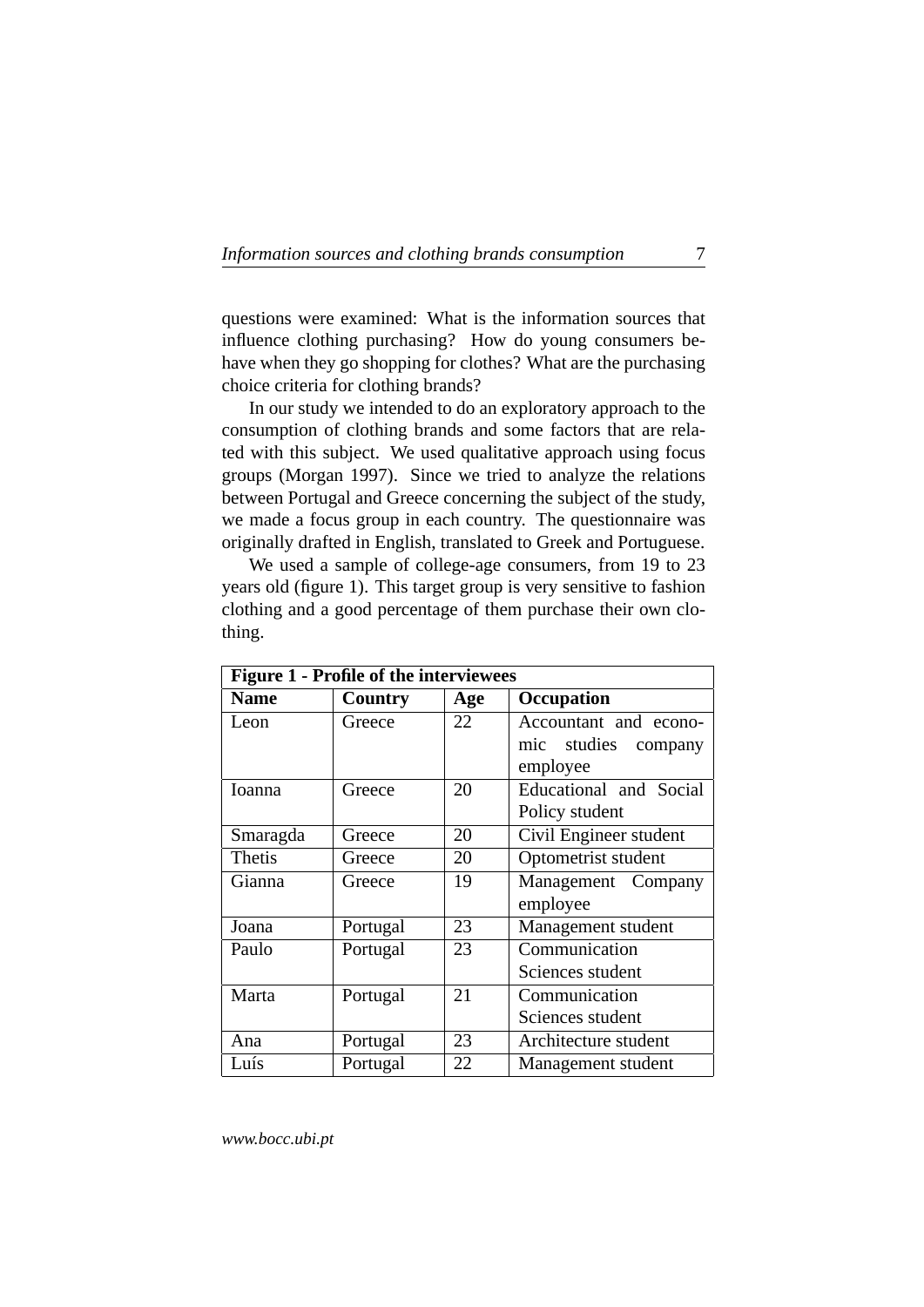questions were examined: What is the information sources that influence clothing purchasing? How do young consumers behave when they go shopping for clothes? What are the purchasing choice criteria for clothing brands?

In our study we intended to do an exploratory approach to the consumption of clothing brands and some factors that are related with this subject. We used qualitative approach using focus groups (Morgan 1997). Since we tried to analyze the relations between Portugal and Greece concerning the subject of the study, we made a focus group in each country. The questionnaire was originally drafted in English, translated to Greek and Portuguese.

We used a sample of college-age consumers, from 19 to 23 years old (figure 1). This target group is very sensitive to fashion clothing and a good percentage of them purchase their own clothing.

**Figure 1 - Profile of the interviewees**

| Name | Country | Age | Occupation |
|---|---|---|---|
| Leon | Greece | 22 | Accountant and economic studies company employee |
| Ioanna | Greece | 20 | Educational and Social Policy student |
| Smaragda | Greece | 20 | Civil Engineer student |
| Thetis | Greece | 20 | Optometrist student |
| Gianna | Greece | 19 | Management Company employee |
| Joana | Portugal | 23 | Management student |
| Paulo | Portugal | 23 | Communication Sciences student |
| Marta | Portugal | 21 | Communication Sciences student |
| Ana | Portugal | 23 | Architecture student |
| Luís | Portugal | 22 | Management student |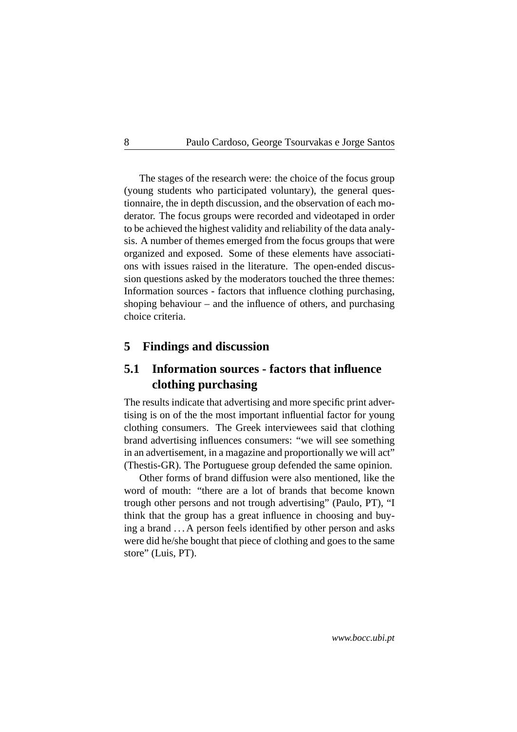The stages of the research were: the choice of the focus group (young students who participated voluntary), the general questionnaire, the in depth discussion, and the observation of each moderator. The focus groups were recorded and videotaped in order to be achieved the highest validity and reliability of the data analysis. A number of themes emerged from the focus groups that were organized and exposed. Some of these elements have associations with issues raised in the literature. The open-ended discussion questions asked by the moderators touched the three themes: Information sources - factors that influence clothing purchasing, shoping behaviour – and the influence of others, and purchasing choice criteria.

## 5 Findings and discussion

### 5.1 Information sources - factors that influence clothing purchasing

The results indicate that advertising and more specific print advertising is on of the the most important influential factor for young clothing consumers. The Greek interviewees said that clothing brand advertising influences consumers: "we will see something in an advertisement, in a magazine and proportionally we will act" (Thestis-GR). The Portuguese group defended the same opinion.

Other forms of brand diffusion were also mentioned, like the word of mouth: "there are a lot of brands that become known trough other persons and not trough advertising" (Paulo, PT), "I think that the group has a great influence in choosing and buying a brand . . . A person feels identified by other person and asks were did he/she bought that piece of clothing and goes to the same store" (Luis, PT).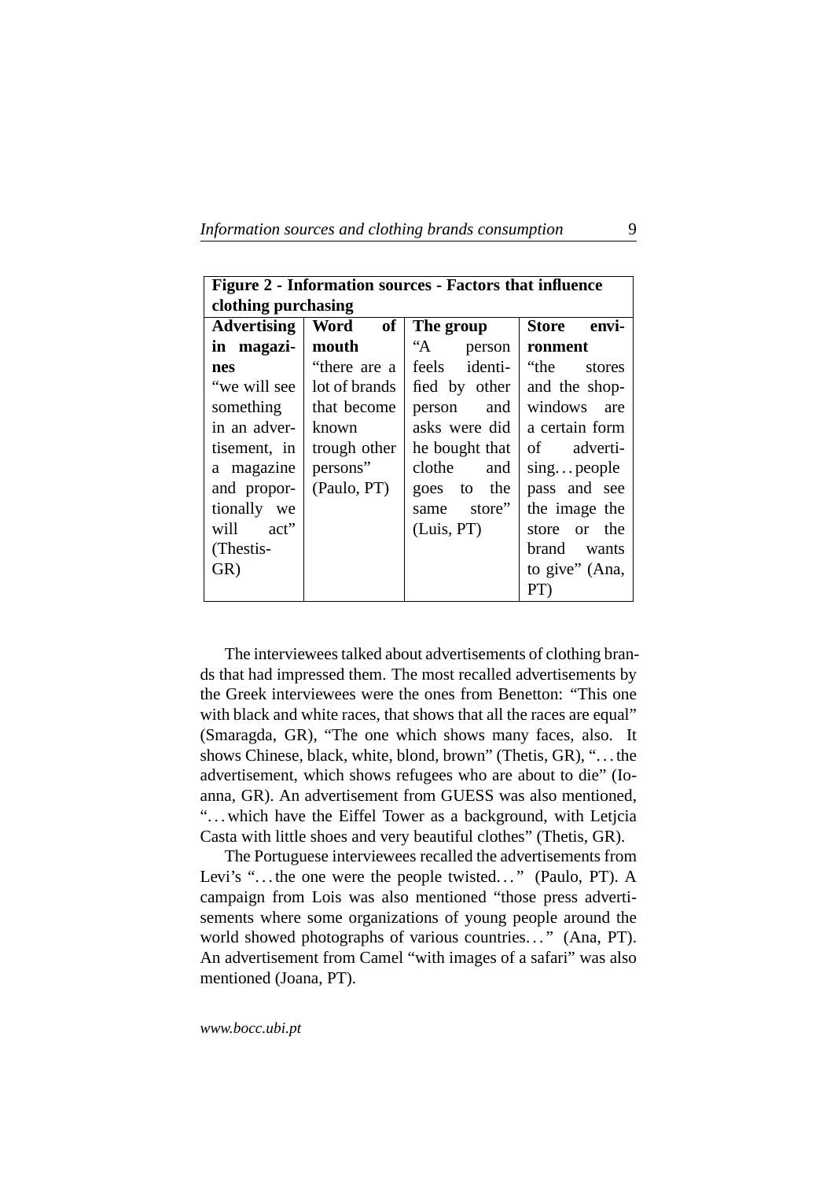| **Figure 2 - Information sources - Factors that influence clothing purchasing** | | | |
|---|---|---|---|
| **Advertising in magazines** | **Word of mouth** | **The group** | **Store environment** |
| "we will see something in an advertisement, in a magazine and proportionally we will act" (Thestis-GR) | "there are a lot of brands that become known trough other persons" (Paulo, PT) | "A person feels identified by other person and asks were did he bought that clothe and goes to the same store" (Luis, PT) | "the stores and the shop-windows are a certain form of advertising…people pass and see the image the store or the brand wants to give" (Ana, PT) |

The interviewees talked about advertisements of clothing brands that had impressed them. The most recalled advertisements by the Greek interviewees were the ones from Benetton: "This one with black and white races, that shows that all the races are equal" (Smaragda, GR), "The one which shows many faces, also. It shows Chinese, black, white, blond, brown" (Thetis, GR), "…the advertisement, which shows refugees who are about to die" (Ioanna, GR). An advertisement from GUESS was also mentioned, "…which have the Eiffel Tower as a background, with Letjcia Casta with little shoes and very beautiful clothes" (Thetis, GR).

The Portuguese interviewees recalled the advertisements from Levi's "…the one were the people twisted…" (Paulo, PT). A campaign from Lois was also mentioned "those press advertisements where some organizations of young people around the world showed photographs of various countries…" (Ana, PT). An advertisement from Camel "with images of a safari" was also mentioned (Joana, PT).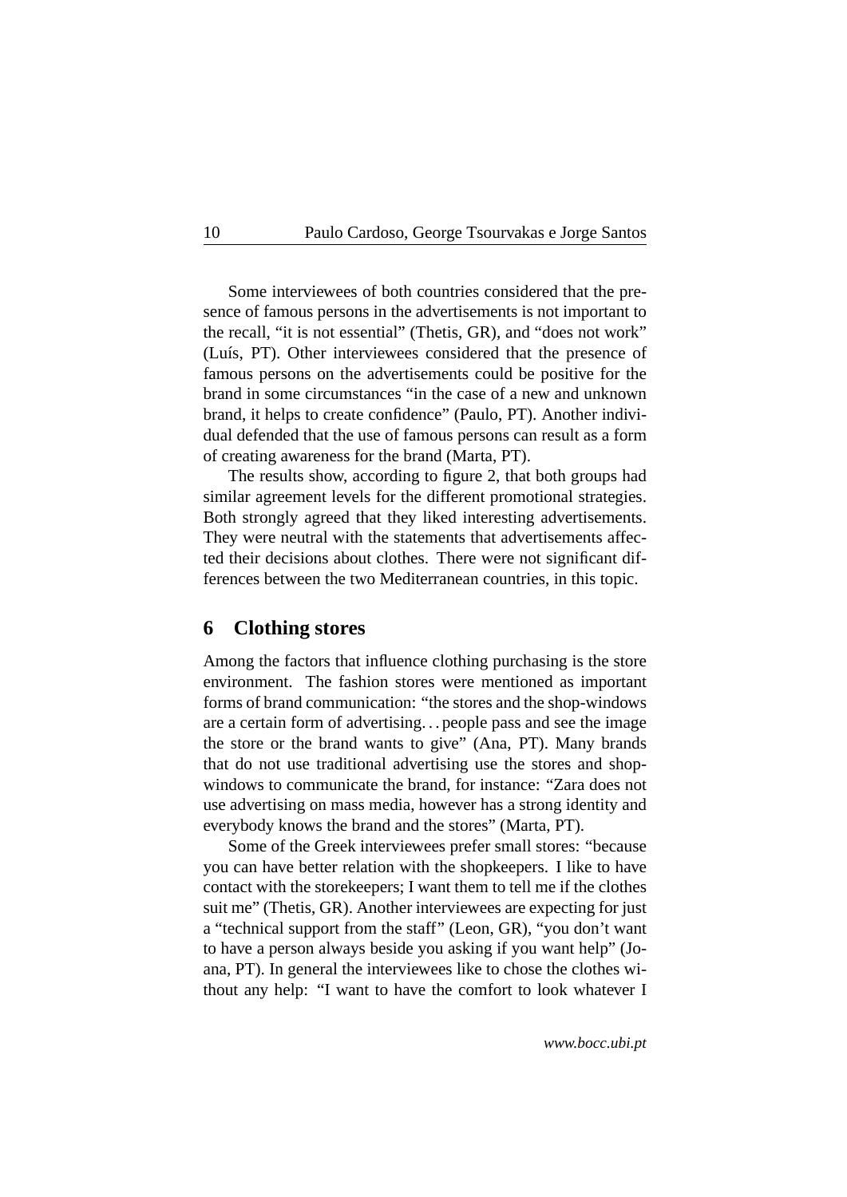Some interviewees of both countries considered that the presence of famous persons in the advertisements is not important to the recall, "it is not essential" (Thetis, GR), and "does not work" (Luís, PT). Other interviewees considered that the presence of famous persons on the advertisements could be positive for the brand in some circumstances "in the case of a new and unknown brand, it helps to create confidence" (Paulo, PT). Another individual defended that the use of famous persons can result as a form of creating awareness for the brand (Marta, PT).

The results show, according to figure 2, that both groups had similar agreement levels for the different promotional strategies. Both strongly agreed that they liked interesting advertisements. They were neutral with the statements that advertisements affected their decisions about clothes. There were not significant differences between the two Mediterranean countries, in this topic.

## 6 Clothing stores

Among the factors that influence clothing purchasing is the store environment. The fashion stores were mentioned as important forms of brand communication: "the stores and the shop-windows are a certain form of advertising... people pass and see the image the store or the brand wants to give" (Ana, PT). Many brands that do not use traditional advertising use the stores and shop-windows to communicate the brand, for instance: "Zara does not use advertising on mass media, however has a strong identity and everybody knows the brand and the stores" (Marta, PT).

Some of the Greek interviewees prefer small stores: "because you can have better relation with the shopkeepers. I like to have contact with the storekeepers; I want them to tell me if the clothes suit me" (Thetis, GR). Another interviewees are expecting for just a "technical support from the staff" (Leon, GR), "you don't want to have a person always beside you asking if you want help" (Joana, PT). In general the interviewees like to chose the clothes without any help: "I want to have the comfort to look whatever I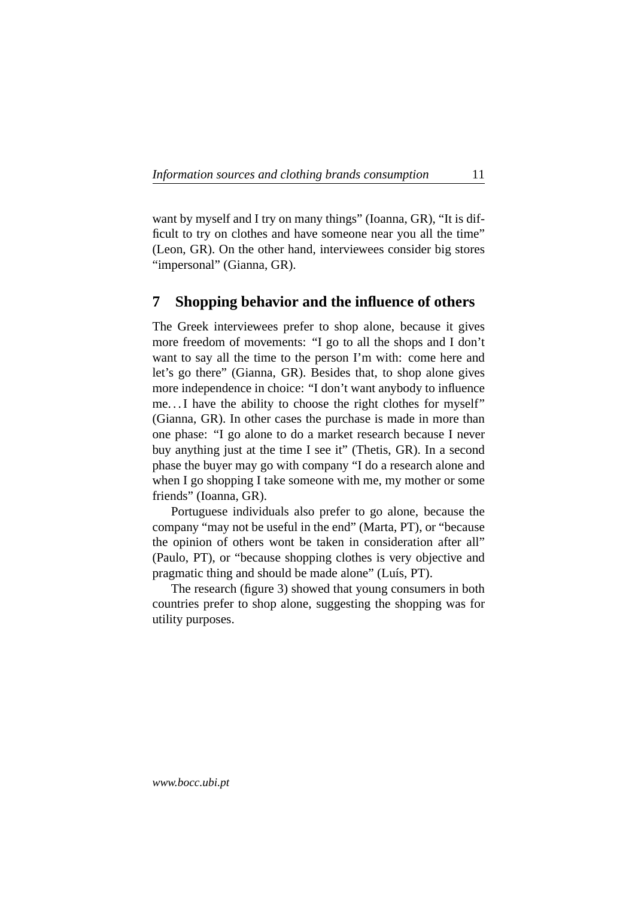want by myself and I try on many things" (Ioanna, GR), "It is difficult to try on clothes and have someone near you all the time" (Leon, GR). On the other hand, interviewees consider big stores "impersonal" (Gianna, GR).

## 7 Shopping behavior and the influence of others

The Greek interviewees prefer to shop alone, because it gives more freedom of movements: "I go to all the shops and I don't want to say all the time to the person I'm with: come here and let's go there" (Gianna, GR). Besides that, to shop alone gives more independence in choice: "I don't want anybody to influence me... I have the ability to choose the right clothes for myself" (Gianna, GR). In other cases the purchase is made in more than one phase: "I go alone to do a market research because I never buy anything just at the time I see it" (Thetis, GR). In a second phase the buyer may go with company "I do a research alone and when I go shopping I take someone with me, my mother or some friends" (Ioanna, GR).

Portuguese individuals also prefer to go alone, because the company "may not be useful in the end" (Marta, PT), or "because the opinion of others wont be taken in consideration after all" (Paulo, PT), or "because shopping clothes is very objective and pragmatic thing and should be made alone" (Luís, PT).

The research (figure 3) showed that young consumers in both countries prefer to shop alone, suggesting the shopping was for utility purposes.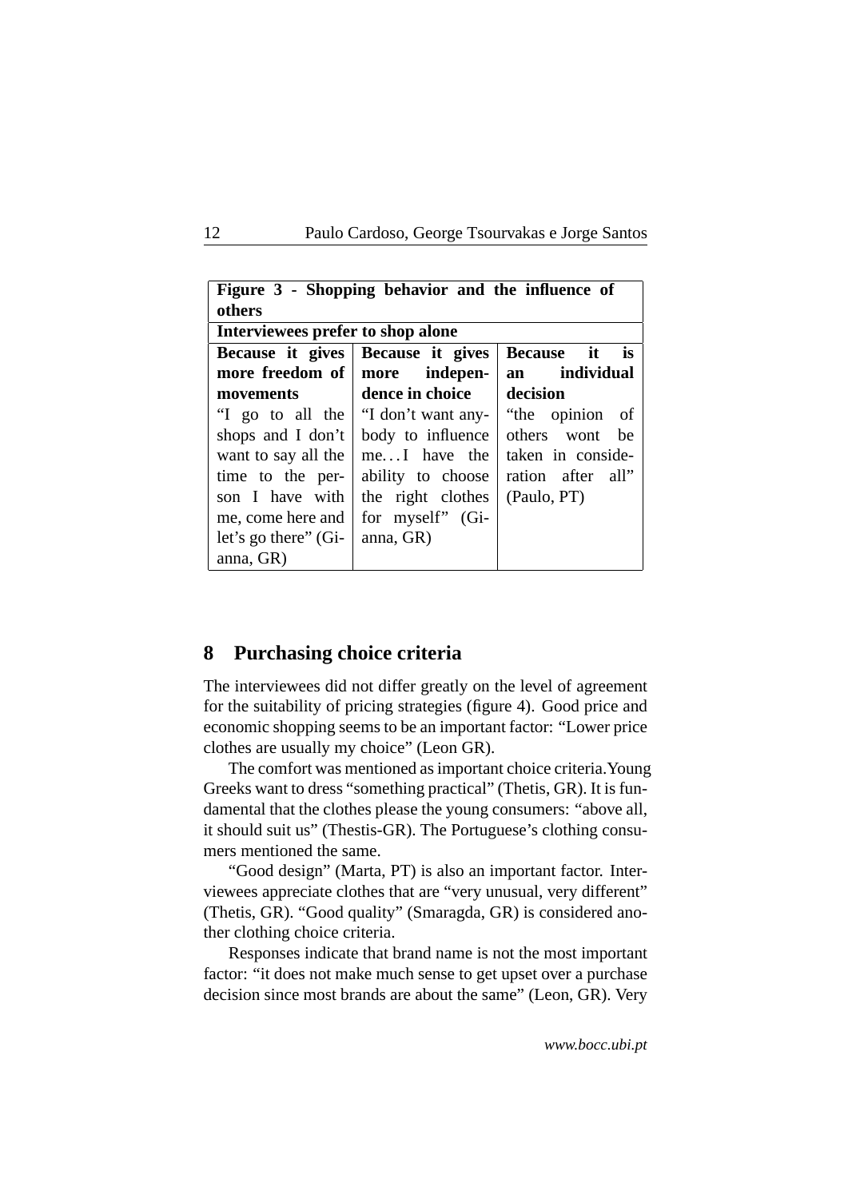| **Figure 3 - Shopping behavior and the influence of others** | | |
|---|---|---|
| **Interviewees prefer to shop alone** | | |
| **Because it gives more freedom of movements** | **Because it gives more independence in choice** | **Because it is an individual decision** |
| "I go to all the shops and I don't want to say all the time to the person I have with me, come here and let's go there" (Gianna, GR) | "I don't want anybody to influence me…I have the ability to choose the right clothes for myself" (Gianna, GR) | "the opinion of others wont be taken in consideration after all" (Paulo, PT) |

## 8 Purchasing choice criteria

The interviewees did not differ greatly on the level of agreement for the suitability of pricing strategies (figure 4). Good price and economic shopping seems to be an important factor: "Lower price clothes are usually my choice" (Leon GR).

The comfort was mentioned as important choice criteria.Young Greeks want to dress "something practical" (Thetis, GR). It is fundamental that the clothes please the young consumers: "above all, it should suit us" (Thestis-GR). The Portuguese's clothing consumers mentioned the same.

"Good design" (Marta, PT) is also an important factor. Interviewees appreciate clothes that are "very unusual, very different" (Thetis, GR). "Good quality" (Smaragda, GR) is considered another clothing choice criteria.

Responses indicate that brand name is not the most important factor: "it does not make much sense to get upset over a purchase decision since most brands are about the same" (Leon, GR). Very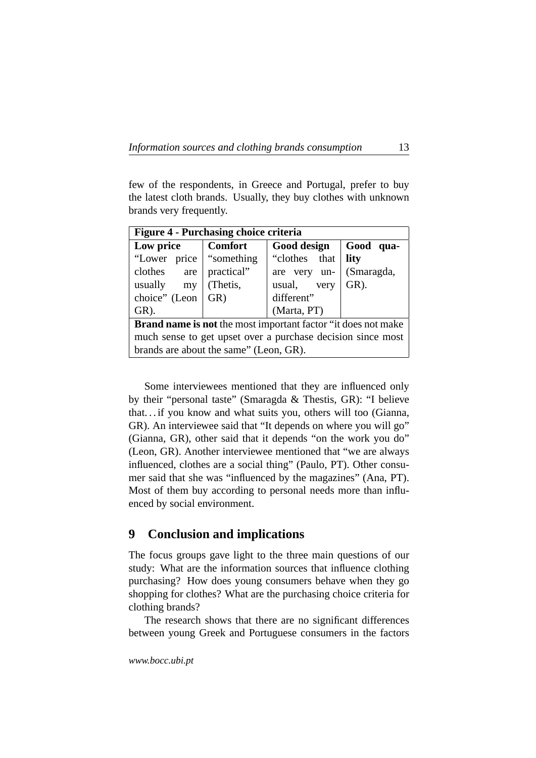few of the respondents, in Greece and Portugal, prefer to buy the latest cloth brands. Usually, they buy clothes with unknown brands very frequently.

| **Figure 4 - Purchasing choice criteria** | | | |
|---|---|---|---|
| **Low price** | **Comfort** | **Good design** | **Good quality** |
| "Lower price clothes are usually my choice" (Leon GR). | "something practical" (Thetis, GR) | "clothes that are very unusual, very different" (Marta, PT) | (Smaragda, GR). |
| **Brand name is not** the most important factor "it does not make much sense to get upset over a purchase decision since most brands are about the same" (Leon, GR). | | | |

Some interviewees mentioned that they are influenced only by their "personal taste" (Smaragda & Thestis, GR): "I believe that. . . if you know and what suits you, others will too (Gianna, GR). An interviewee said that "It depends on where you will go" (Gianna, GR), other said that it depends "on the work you do" (Leon, GR). Another interviewee mentioned that "we are always influenced, clothes are a social thing" (Paulo, PT). Other consumer said that she was "influenced by the magazines" (Ana, PT). Most of them buy according to personal needs more than influenced by social environment.

## 9 Conclusion and implications

The focus groups gave light to the three main questions of our study: What are the information sources that influence clothing purchasing? How does young consumers behave when they go shopping for clothes? What are the purchasing choice criteria for clothing brands?

The research shows that there are no significant differences between young Greek and Portuguese consumers in the factors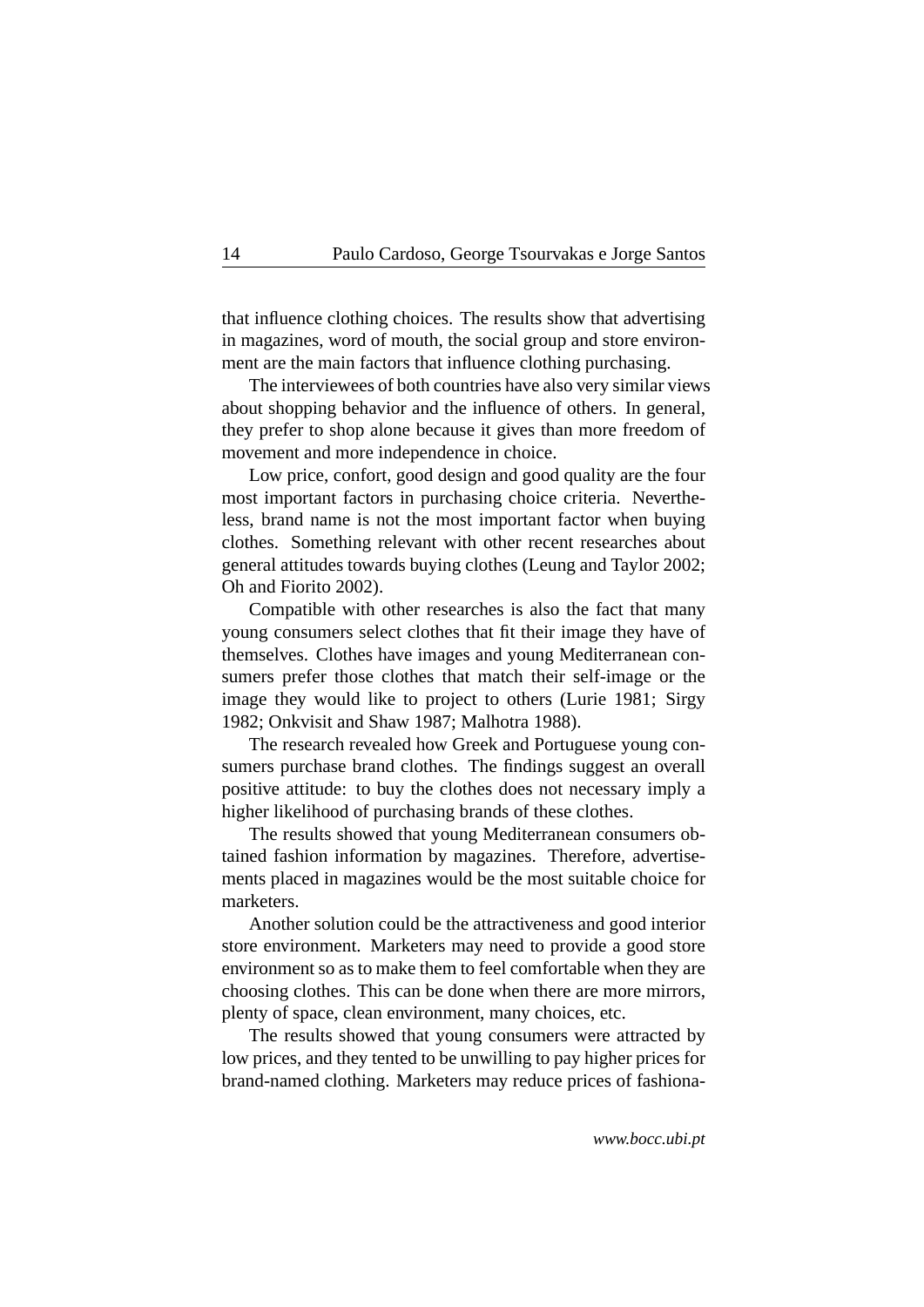that influence clothing choices. The results show that advertising in magazines, word of mouth, the social group and store environment are the main factors that influence clothing purchasing.

The interviewees of both countries have also very similar views about shopping behavior and the influence of others. In general, they prefer to shop alone because it gives than more freedom of movement and more independence in choice.

Low price, confort, good design and good quality are the four most important factors in purchasing choice criteria. Nevertheless, brand name is not the most important factor when buying clothes. Something relevant with other recent researches about general attitudes towards buying clothes (Leung and Taylor 2002; Oh and Fiorito 2002).

Compatible with other researches is also the fact that many young consumers select clothes that fit their image they have of themselves. Clothes have images and young Mediterranean consumers prefer those clothes that match their self-image or the image they would like to project to others (Lurie 1981; Sirgy 1982; Onkvisit and Shaw 1987; Malhotra 1988).

The research revealed how Greek and Portuguese young consumers purchase brand clothes. The findings suggest an overall positive attitude: to buy the clothes does not necessary imply a higher likelihood of purchasing brands of these clothes.

The results showed that young Mediterranean consumers obtained fashion information by magazines. Therefore, advertisements placed in magazines would be the most suitable choice for marketers.

Another solution could be the attractiveness and good interior store environment. Marketers may need to provide a good store environment so as to make them to feel comfortable when they are choosing clothes. This can be done when there are more mirrors, plenty of space, clean environment, many choices, etc.

The results showed that young consumers were attracted by low prices, and they tented to be unwilling to pay higher prices for brand-named clothing. Marketers may reduce prices of fashiona-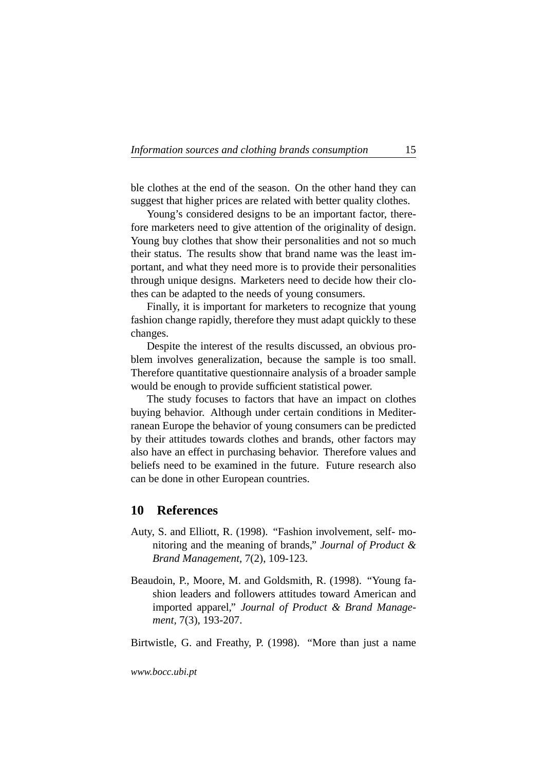ble clothes at the end of the season. On the other hand they can suggest that higher prices are related with better quality clothes.

Young's considered designs to be an important factor, therefore marketers need to give attention of the originality of design. Young buy clothes that show their personalities and not so much their status. The results show that brand name was the least important, and what they need more is to provide their personalities through unique designs. Marketers need to decide how their clothes can be adapted to the needs of young consumers.

Finally, it is important for marketers to recognize that young fashion change rapidly, therefore they must adapt quickly to these changes.

Despite the interest of the results discussed, an obvious problem involves generalization, because the sample is too small. Therefore quantitative questionnaire analysis of a broader sample would be enough to provide sufficient statistical power.

The study focuses to factors that have an impact on clothes buying behavior. Although under certain conditions in Mediterranean Europe the behavior of young consumers can be predicted by their attitudes towards clothes and brands, other factors may also have an effect in purchasing behavior. Therefore values and beliefs need to be examined in the future. Future research also can be done in other European countries.

## 10 References

Auty, S. and Elliott, R. (1998). "Fashion involvement, self- monitoring and the meaning of brands," *Journal of Product & Brand Management*, 7(2), 109-123.

Beaudoin, P., Moore, M. and Goldsmith, R. (1998). "Young fashion leaders and followers attitudes toward American and imported apparel," *Journal of Product & Brand Management*, 7(3), 193-207.

Birtwistle, G. and Freathy, P. (1998). "More than just a name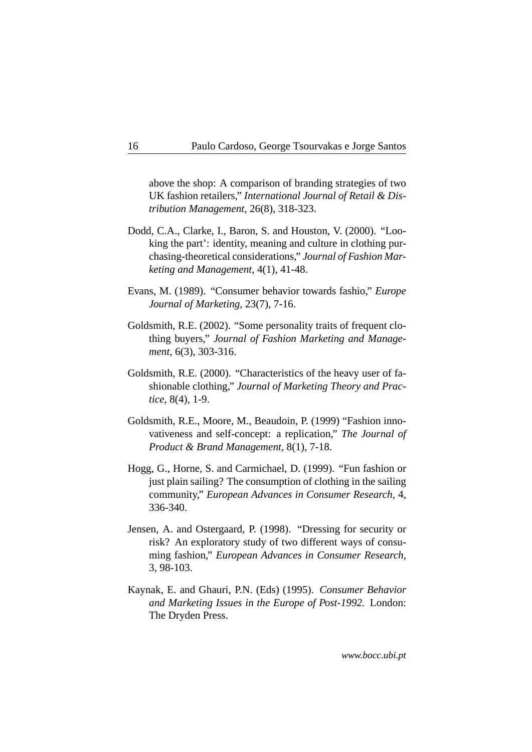above the shop: A comparison of branding strategies of two UK fashion retailers," *International Journal of Retail & Distribution Management*, 26(8), 318-323.

Dodd, C.A., Clarke, I., Baron, S. and Houston, V. (2000). "Looking the part': identity, meaning and culture in clothing purchasing-theoretical considerations," *Journal of Fashion Marketing and Management*, 4(1), 41-48.

Evans, M. (1989). "Consumer behavior towards fashio," *Europe Journal of Marketing*, 23(7), 7-16.

Goldsmith, R.E. (2002). "Some personality traits of frequent clothing buyers," *Journal of Fashion Marketing and Management*, 6(3), 303-316.

Goldsmith, R.E. (2000). "Characteristics of the heavy user of fashionable clothing," *Journal of Marketing Theory and Practice*, 8(4), 1-9.

Goldsmith, R.E., Moore, M., Beaudoin, P. (1999) "Fashion innovativeness and self-concept: a replication," *The Journal of Product & Brand Management*, 8(1), 7-18.

Hogg, G., Horne, S. and Carmichael, D. (1999). "Fun fashion or just plain sailing? The consumption of clothing in the sailing community," *European Advances in Consumer Research*, 4, 336-340.

Jensen, A. and Ostergaard, P. (1998). "Dressing for security or risk? An exploratory study of two different ways of consuming fashion," *European Advances in Consumer Research*, 3, 98-103.

Kaynak, E. and Ghauri, P.N. (Eds) (1995). *Consumer Behavior and Marketing Issues in the Europe of Post-1992*. London: The Dryden Press.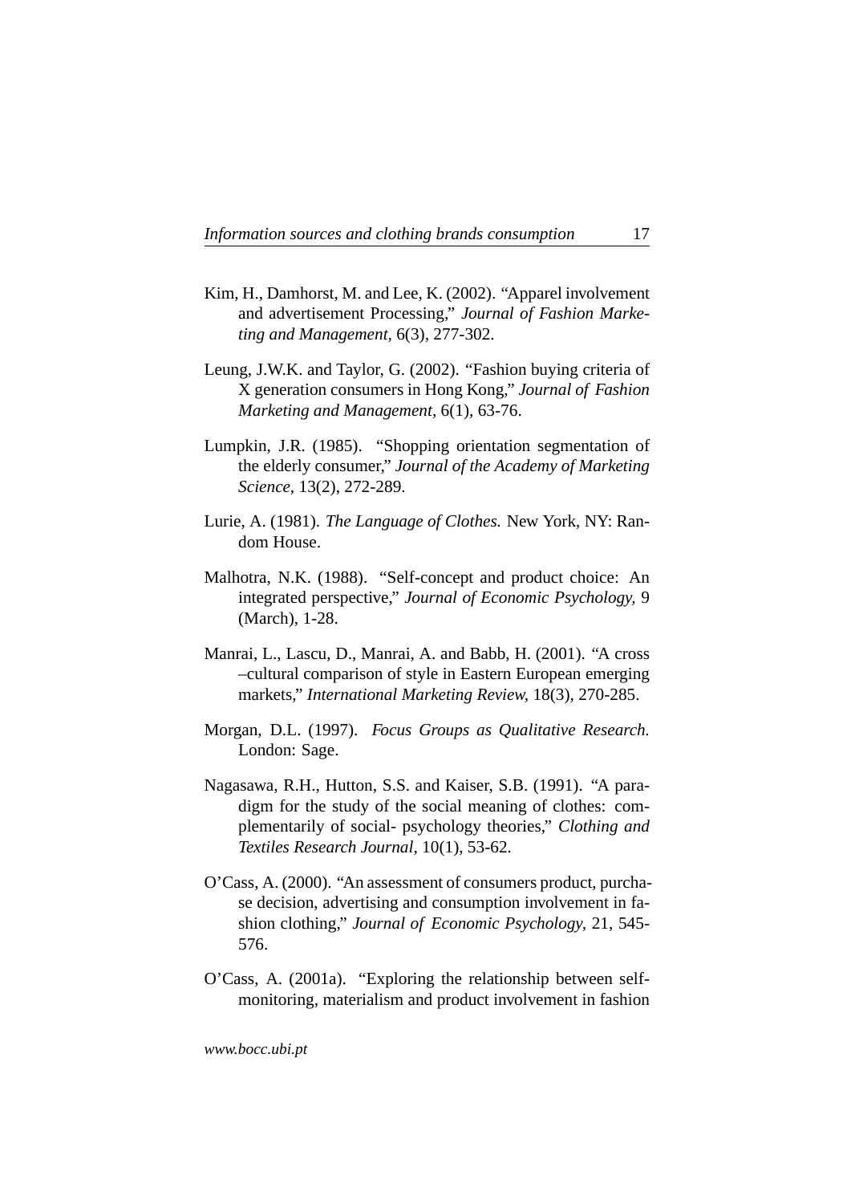Kim, H., Damhorst, M. and Lee, K. (2002). "Apparel involvement and advertisement Processing," *Journal of Fashion Marketing and Management*, 6(3), 277-302.

Leung, J.W.K. and Taylor, G. (2002). "Fashion buying criteria of X generation consumers in Hong Kong," *Journal of Fashion Marketing and Management*, 6(1), 63-76.

Lumpkin, J.R. (1985). "Shopping orientation segmentation of the elderly consumer," *Journal of the Academy of Marketing Science*, 13(2), 272-289.

Lurie, A. (1981). *The Language of Clothes.* New York, NY: Random House.

Malhotra, N.K. (1988). "Self-concept and product choice: An integrated perspective," *Journal of Economic Psychology*, 9 (March), 1-28.

Manrai, L., Lascu, D., Manrai, A. and Babb, H. (2001). "A cross –cultural comparison of style in Eastern European emerging markets," *International Marketing Review*, 18(3), 270-285.

Morgan, D.L. (1997). *Focus Groups as Qualitative Research.* London: Sage.

Nagasawa, R.H., Hutton, S.S. and Kaiser, S.B. (1991). "A paradigm for the study of the social meaning of clothes: complementarily of social- psychology theories," *Clothing and Textiles Research Journal*, 10(1), 53-62.

O'Cass, A. (2000). "An assessment of consumers product, purchase decision, advertising and consumption involvement in fashion clothing," *Journal of Economic Psychology*, 21, 545-576.

O'Cass, A. (2001a). "Exploring the relationship between self-monitoring, materialism and product involvement in fashion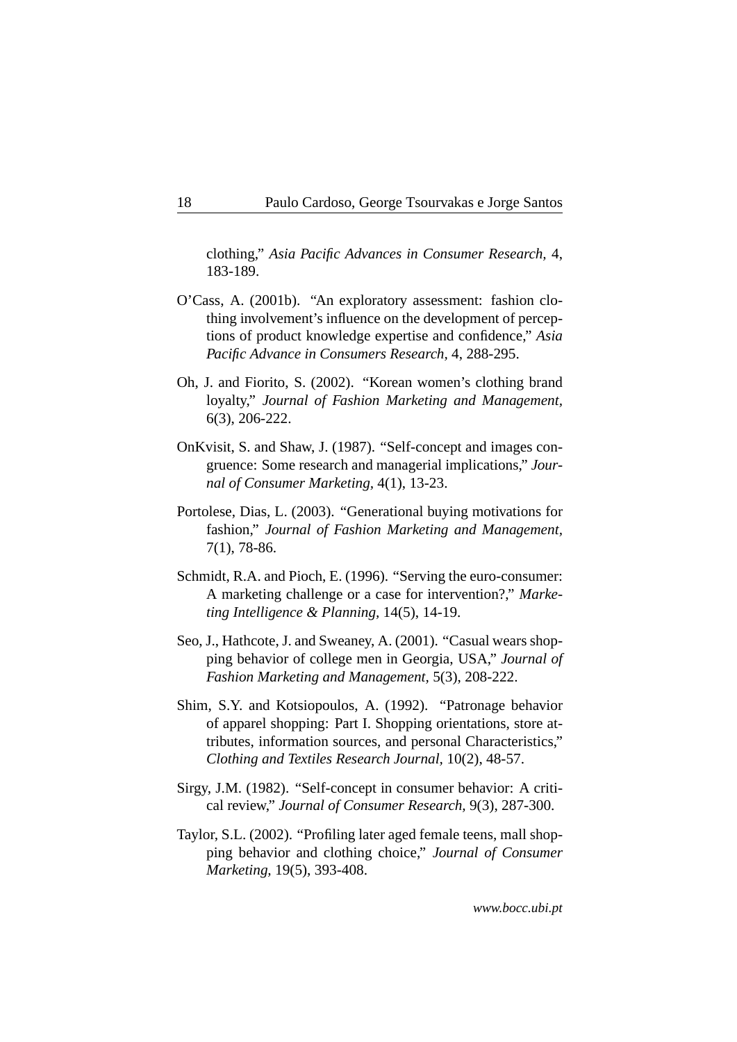clothing," *Asia Pacific Advances in Consumer Research,* 4, 183-189.

O'Cass, A. (2001b). "An exploratory assessment: fashion clothing involvement's influence on the development of perceptions of product knowledge expertise and confidence," *Asia Pacific Advance in Consumers Research*, 4, 288-295.

Oh, J. and Fiorito, S. (2002). "Korean women's clothing brand loyalty," *Journal of Fashion Marketing and Management,* 6(3), 206-222.

OnKvisit, S. and Shaw, J. (1987). "Self-concept and images congruence: Some research and managerial implications," *Journal of Consumer Marketing*, 4(1), 13-23.

Portolese, Dias, L. (2003). "Generational buying motivations for fashion," *Journal of Fashion Marketing and Management,* 7(1), 78-86.

Schmidt, R.A. and Pioch, E. (1996). "Serving the euro-consumer: A marketing challenge or a case for intervention?," *Marketing Intelligence & Planning,* 14(5), 14-19.

Seo, J., Hathcote, J. and Sweaney, A. (2001). "Casual wears shopping behavior of college men in Georgia, USA," *Journal of Fashion Marketing and Management*, 5(3), 208-222.

Shim, S.Y. and Kotsiopoulos, A. (1992). "Patronage behavior of apparel shopping: Part I. Shopping orientations, store attributes, information sources, and personal Characteristics," *Clothing and Textiles Research Journal,* 10(2), 48-57.

Sirgy, J.M. (1982). "Self-concept in consumer behavior: A critical review," *Journal of Consumer Research,* 9(3), 287-300.

Taylor, S.L. (2002). "Profiling later aged female teens, mall shopping behavior and clothing choice," *Journal of Consumer Marketing,* 19(5), 393-408.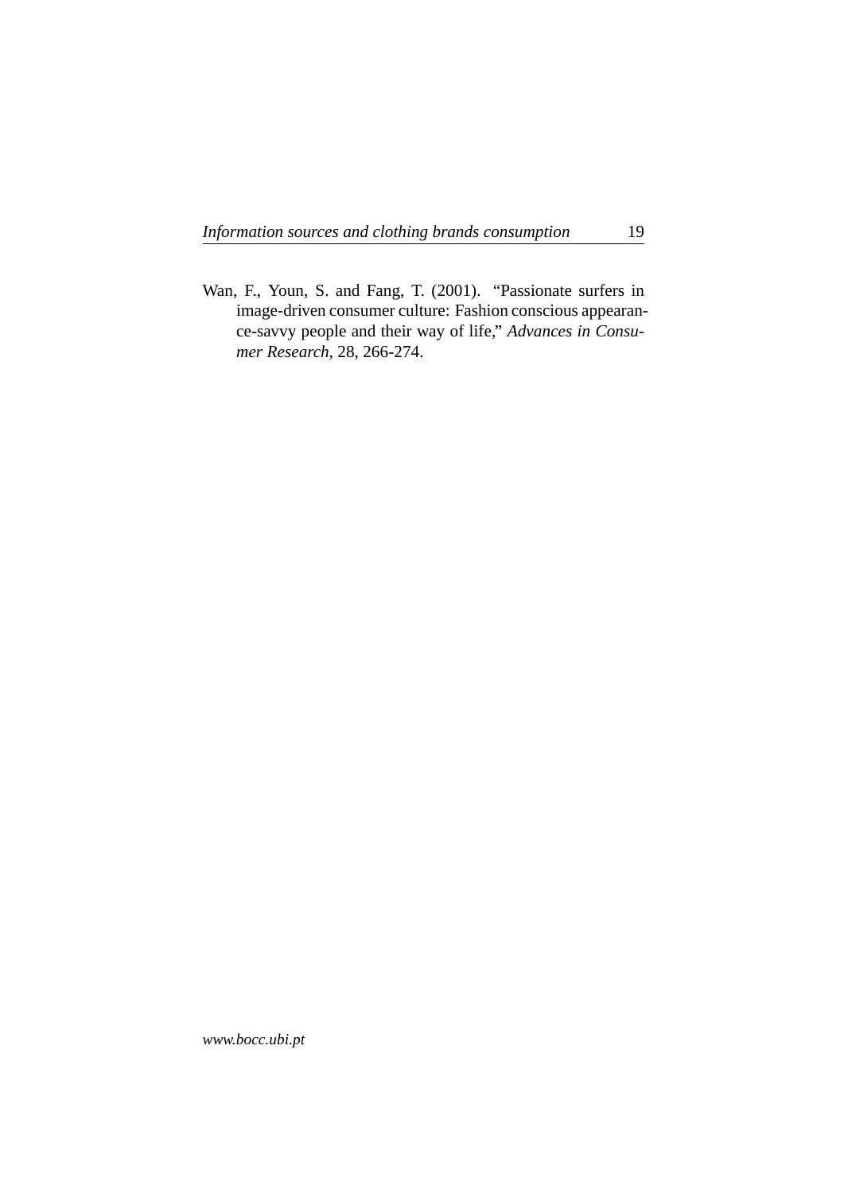Wan, F., Youn, S. and Fang, T. (2001). "Passionate surfers in image-driven consumer culture: Fashion conscious appearance-savvy people and their way of life," *Advances in Consumer Research*, 28, 266-274.